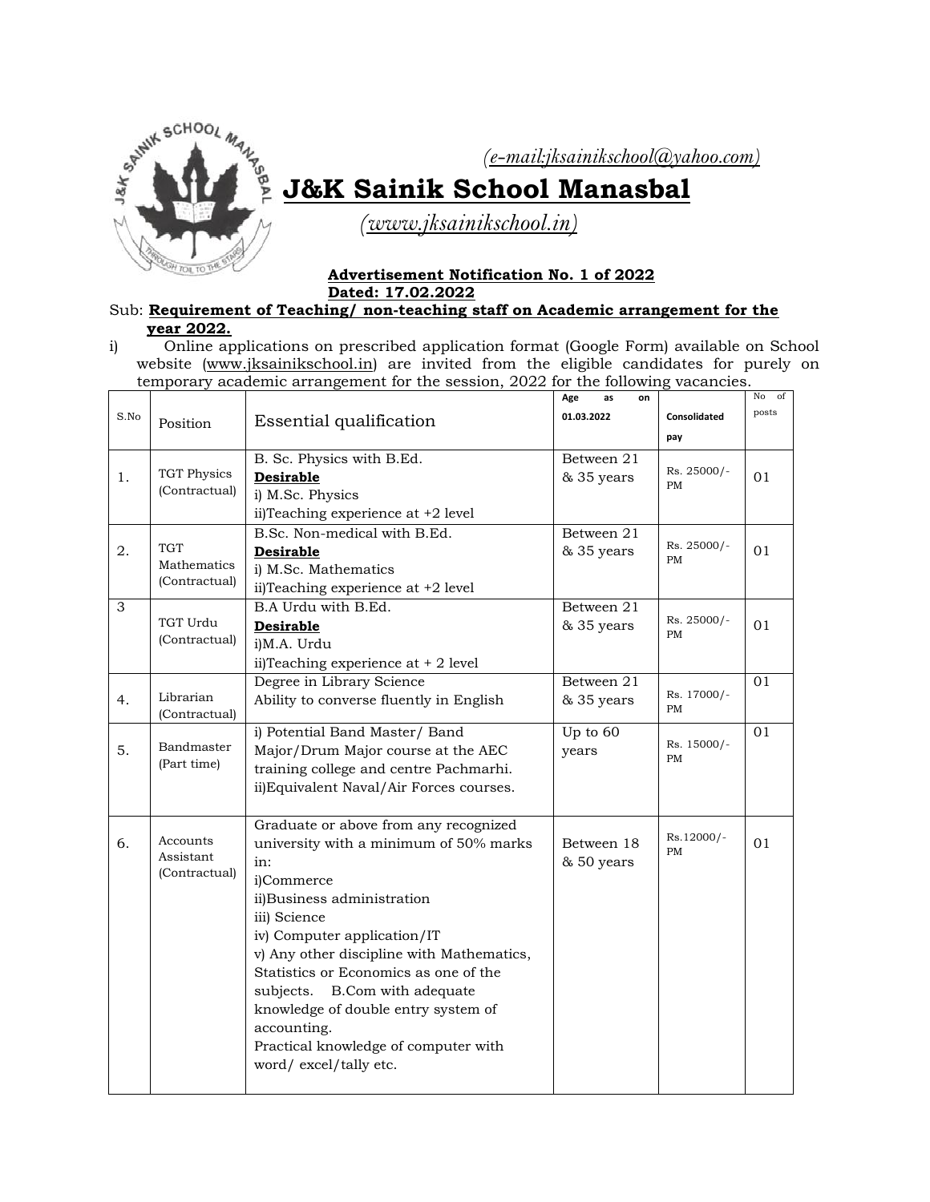*(e-mail:jksainikschool@yahoo.com)*

# J&K Sainik School Manasbal

*(www.jksainikschool.in)*

**Advertisement Notification No. 1 of 2022**
**Dated: 17.02.2022**

Sub: **Requirement of Teaching/ non-teaching staff on Academic arrangement for the year 2022.**

i) Online applications on prescribed application format (Google Form) available on School website (www.jksainikschool.in) are invited from the eligible candidates for purely on temporary academic arrangement for the session, 2022 for the following vacancies.

| S.No | Position | Essential qualification | Age as on 01.03.2022 | Consolidated pay | No of posts |
|---|---|---|---|---|---|
| 1. | TGT Physics (Contractual) | B. Sc. Physics with B.Ed.<br>**Desirable**<br>i) M.Sc. Physics<br>ii)Teaching experience at +2 level | Between 21 & 35 years | Rs. 25000/- PM | 01 |
| 2. | TGT Mathematics (Contractual) | B.Sc. Non-medical with B.Ed.<br>**Desirable**<br>i) M.Sc. Mathematics<br>ii)Teaching experience at +2 level | Between 21 & 35 years | Rs. 25000/- PM | 01 |
| 3 | TGT Urdu (Contractual) | B.A Urdu with B.Ed.<br>**Desirable**<br>i)M.A. Urdu<br>ii)Teaching experience at + 2 level | Between 21 & 35 years | Rs. 25000/- PM | 01 |
| 4. | Librarian (Contractual) | Degree in Library Science<br>Ability to converse fluently in English | Between 21 & 35 years | Rs. 17000/- PM | 01 |
| 5. | Bandmaster (Part time) | i) Potential Band Master/ Band Major/Drum Major course at the AEC training college and centre Pachmarhi.<br>ii)Equivalent Naval/Air Forces courses. | Up to 60 years | Rs. 15000/- PM | 01 |
| 6. | Accounts Assistant (Contractual) | Graduate or above from any recognized university with a minimum of 50% marks in:<br>i)Commerce<br>ii)Business administration<br>iii) Science<br>iv) Computer application/IT<br>v) Any other discipline with Mathematics, Statistics or Economics as one of the subjects. B.Com with adequate knowledge of double entry system of accounting.<br>Practical knowledge of computer with word/ excel/tally etc. | Between 18 & 50 years | Rs.12000/- PM | 01 |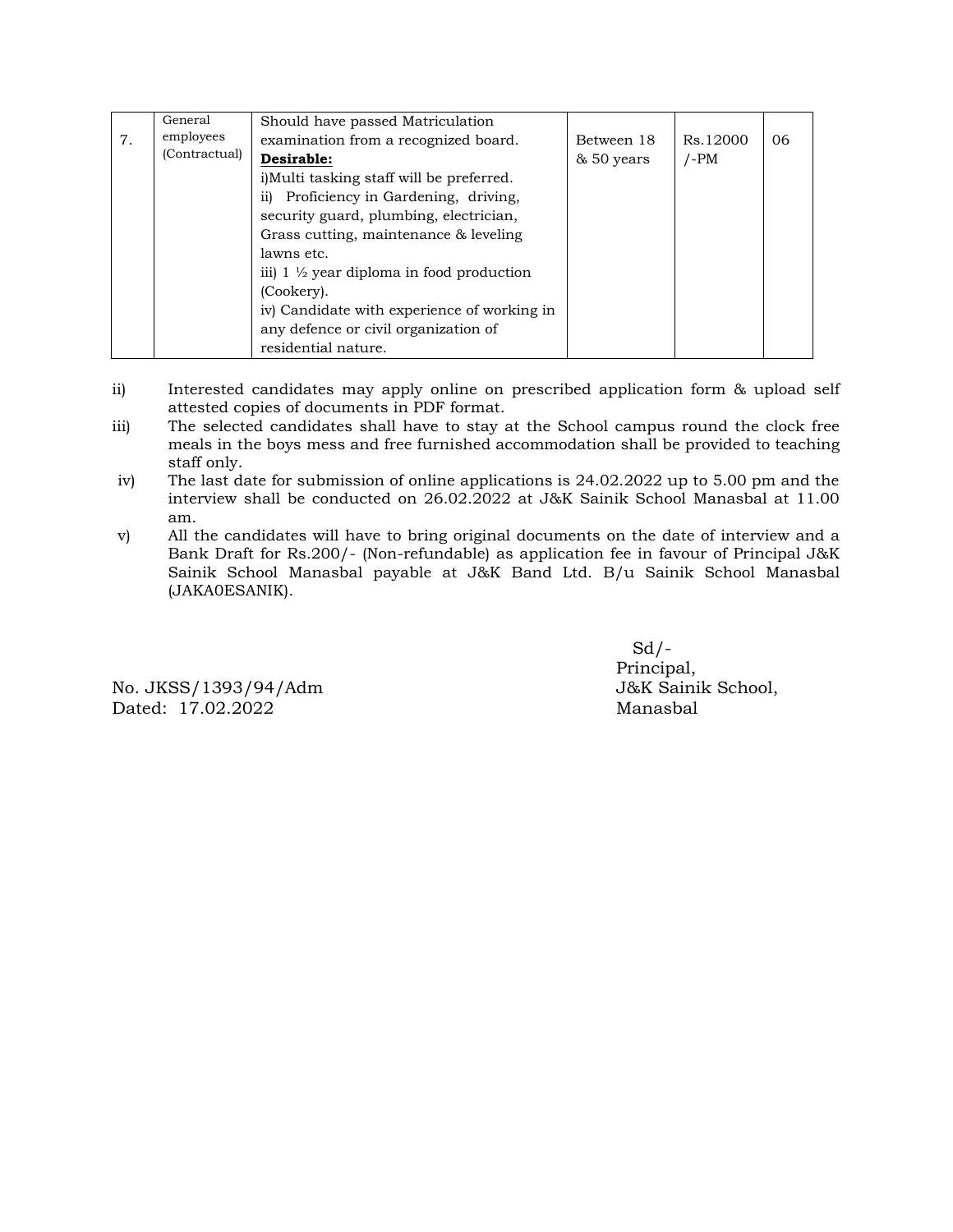| | | | | | |
|---|---|---|---|---|---|
| 7. | General employees (Contractual) | Should have passed Matriculation examination from a recognized board.<br>**Desirable:**<br>i)Multi tasking staff will be preferred.<br>ii) Proficiency in Gardening, driving, security guard, plumbing, electrician, Grass cutting, maintenance & leveling lawns etc.<br>iii) 1 ½ year diploma in food production (Cookery).<br>iv) Candidate with experience of working in any defence or civil organization of residential nature. | Between 18 & 50 years | Rs.12000 /-PM | 06 |

ii) Interested candidates may apply online on prescribed application form & upload self attested copies of documents in PDF format.

iii) The selected candidates shall have to stay at the School campus round the clock free meals in the boys mess and free furnished accommodation shall be provided to teaching staff only.

iv) The last date for submission of online applications is 24.02.2022 up to 5.00 pm and the interview shall be conducted on 26.02.2022 at J&K Sainik School Manasbal at 11.00 am.

v) All the candidates will have to bring original documents on the date of interview and a Bank Draft for Rs.200/- (Non-refundable) as application fee in favour of Principal J&K Sainik School Manasbal payable at J&K Band Ltd. B/u Sainik School Manasbal (JAKA0ESANIK).

Sd/-
Principal,
J&K Sainik School,
Manasbal

No. JKSS/1393/94/Adm
Dated: 17.02.2022